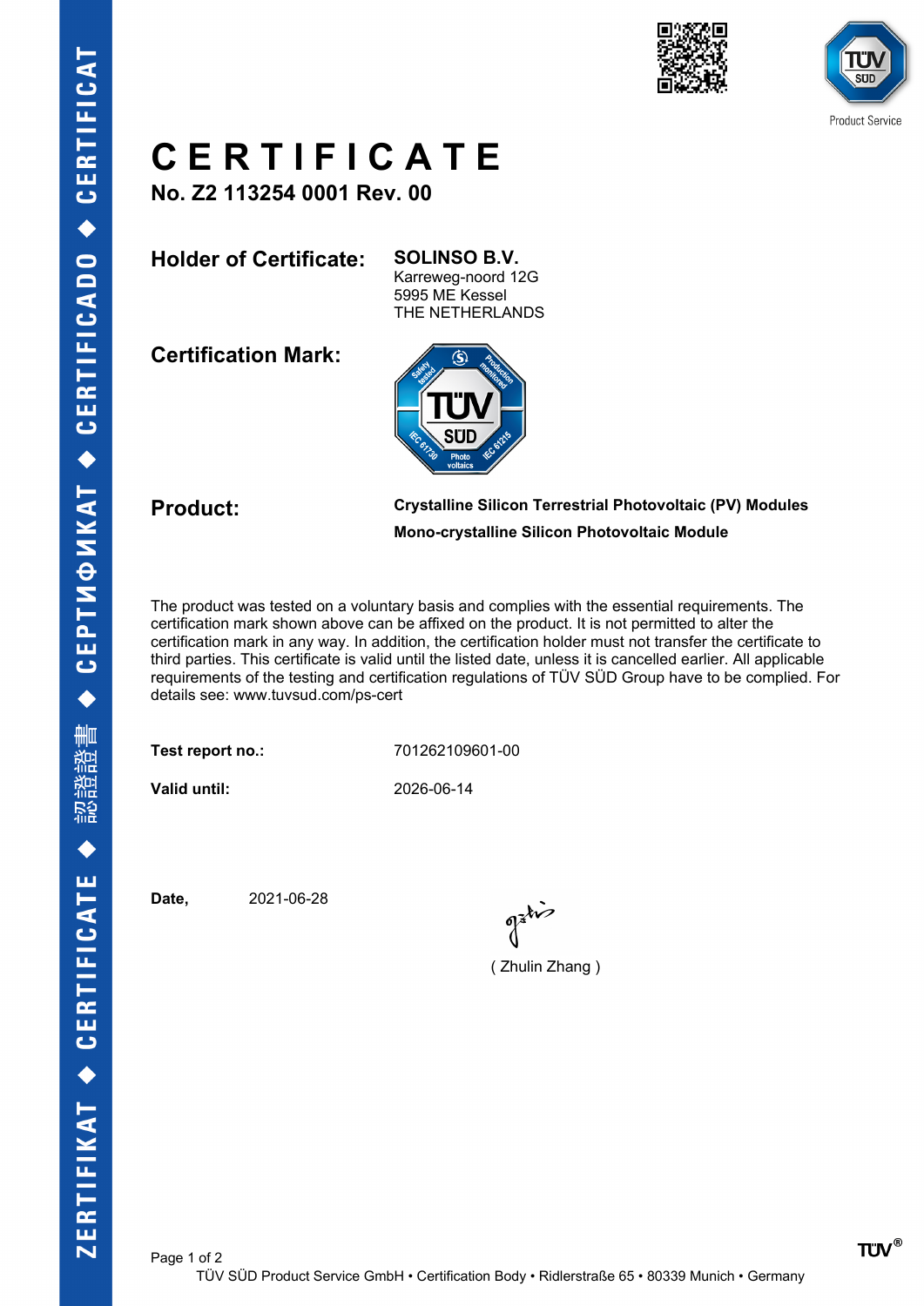# CERTIFICATE

**No. Z2 113254 0001 Rev. 00**

**Holder of Certificate:**

**SOLINSO B.V.**
Karreweg-noord 12G
5995 ME Kessel
THE NETHERLANDS

**Certification Mark:**

**Product:**

**Crystalline Silicon Terrestrial Photovoltaic (PV) Modules**

**Mono-crystalline Silicon Photovoltaic Module**

The product was tested on a voluntary basis and complies with the essential requirements. The certification mark shown above can be affixed on the product. It is not permitted to alter the certification mark in any way. In addition, the certification holder must not transfer the certificate to third parties. This certificate is valid until the listed date, unless it is cancelled earlier. All applicable requirements of the testing and certification regulations of TÜV SÜD Group have to be complied. For details see: www.tuvsud.com/ps-cert

**Test report no.:** 701262109601-00

**Valid until:** 2026-06-14

**Date,** 2021-06-28

( Zhulin Zhang )

TÜV SÜD Product Service GmbH • Certification Body • Ridlerstraße 65 • 80339 Munich • Germany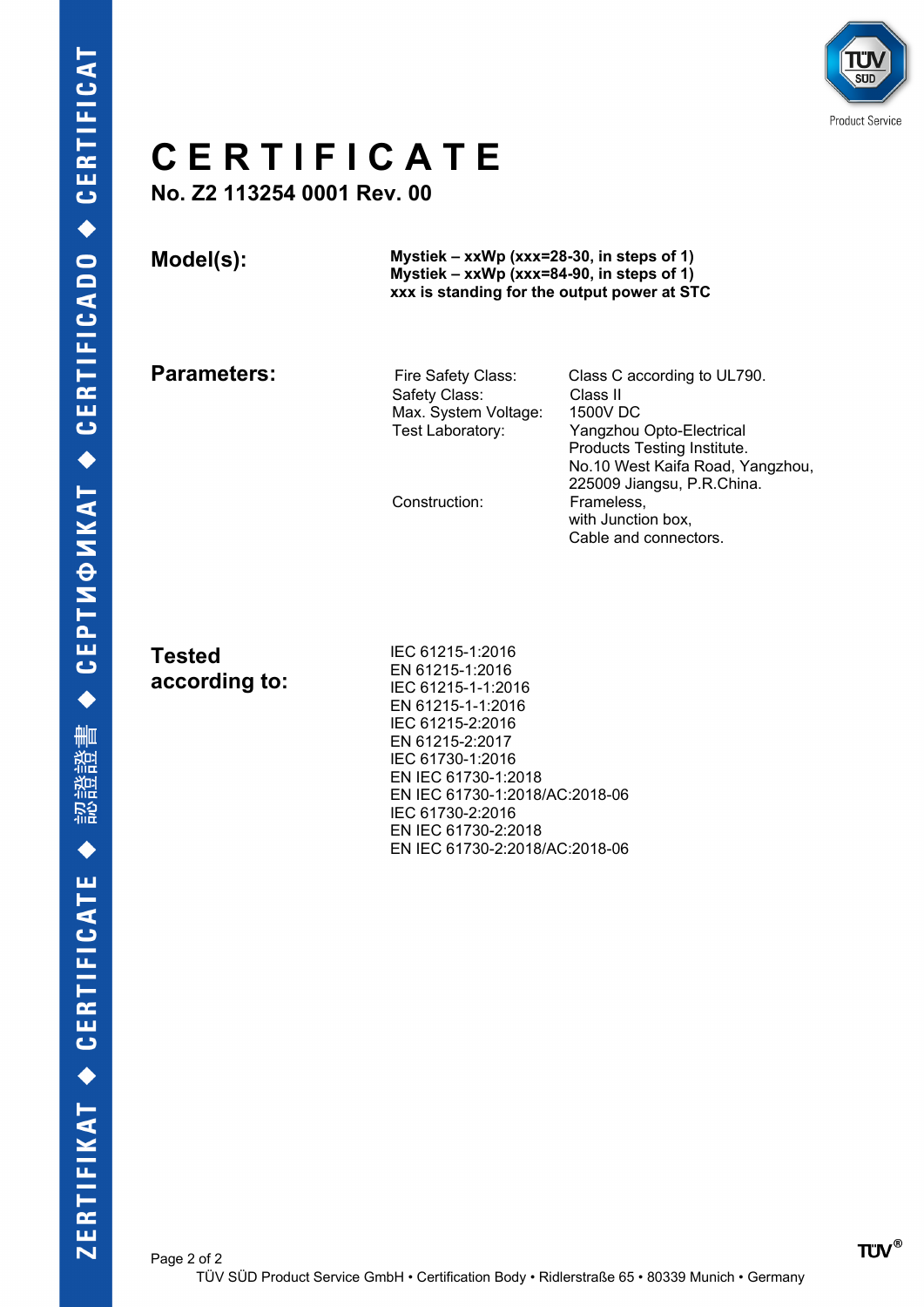# CERTIFICATE

## No. Z2 113254 0001 Rev. 00

**Model(s):**

**Mystiek – xxWp (xxx=28-30, in steps of 1)**
**Mystiek – xxWp (xxx=84-90, in steps of 1)**
**xxx is standing for the output power at STC**

**Parameters:**

| | |
|---|---|
| Fire Safety Class: | Class C according to UL790. |
| Safety Class: | Class II |
| Max. System Voltage: | 1500V DC |
| Test Laboratory: | Yangzhou Opto-Electrical Products Testing Institute. No.10 West Kaifa Road, Yangzhou, 225009 Jiangsu, P.R.China. |
| Construction: | Frameless, with Junction box, Cable and connectors. |

**Tested according to:**

IEC 61215-1:2016
EN 61215-1:2016
IEC 61215-1-1:2016
EN 61215-1-1:2016
IEC 61215-2:2016
EN 61215-2:2017
IEC 61730-1:2016
EN IEC 61730-1:2018
EN IEC 61730-1:2018/AC:2018-06
IEC 61730-2:2016
EN IEC 61730-2:2018
EN IEC 61730-2:2018/AC:2018-06

TÜV SÜD Product Service GmbH • Certification Body • Ridlerstraße 65 • 80339 Munich • Germany